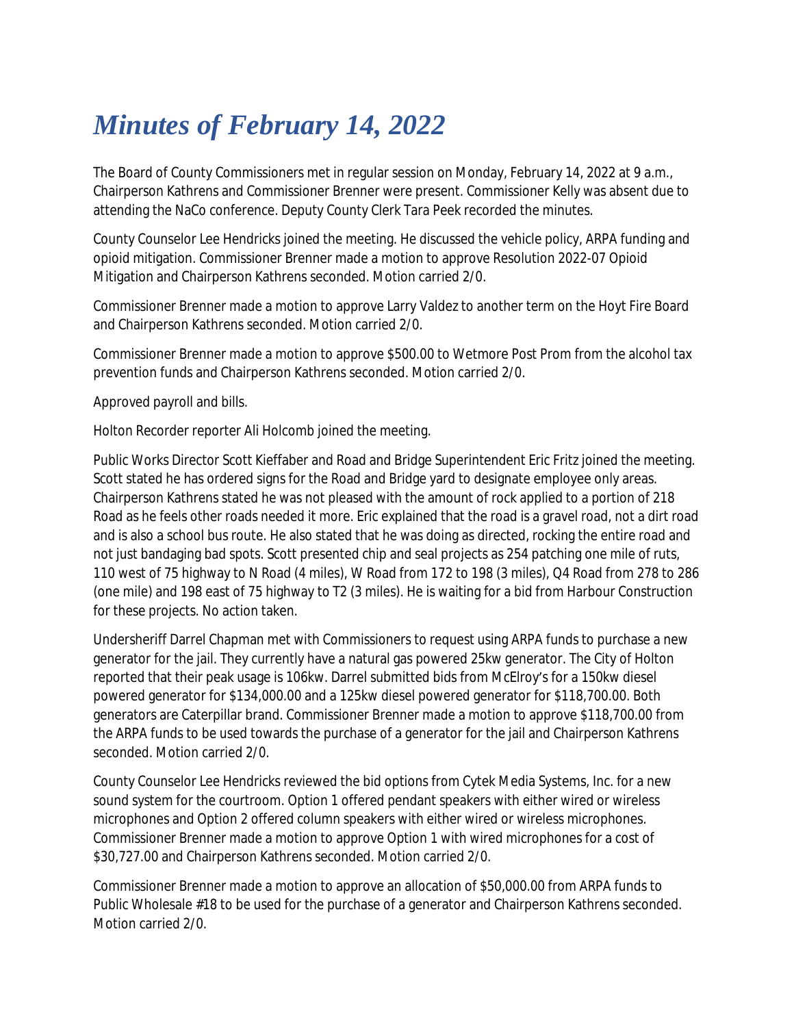# *Minutes of February 14, 2022*

The Board of County Commissioners met in regular session on Monday, February 14, 2022 at 9 a.m., Chairperson Kathrens and Commissioner Brenner were present. Commissioner Kelly was absent due to attending the NaCo conference. Deputy County Clerk Tara Peek recorded the minutes.

County Counselor Lee Hendricks joined the meeting. He discussed the vehicle policy, ARPA funding and opioid mitigation. Commissioner Brenner made a motion to approve Resolution 2022-07 Opioid Mitigation and Chairperson Kathrens seconded. Motion carried 2/0.

Commissioner Brenner made a motion to approve Larry Valdez to another term on the Hoyt Fire Board and Chairperson Kathrens seconded. Motion carried 2/0.

Commissioner Brenner made a motion to approve $500.00 to Wetmore Post Prom from the alcohol tax prevention funds and Chairperson Kathrens seconded. Motion carried 2/0.

Approved payroll and bills.

Holton Recorder reporter Ali Holcomb joined the meeting.

Public Works Director Scott Kieffaber and Road and Bridge Superintendent Eric Fritz joined the meeting. Scott stated he has ordered signs for the Road and Bridge yard to designate employee only areas. Chairperson Kathrens stated he was not pleased with the amount of rock applied to a portion of 218 Road as he feels other roads needed it more. Eric explained that the road is a gravel road, not a dirt road and is also a school bus route. He also stated that he was doing as directed, rocking the entire road and not just bandaging bad spots. Scott presented chip and seal projects as 254 patching one mile of ruts, 110 west of 75 highway to N Road (4 miles), W Road from 172 to 198 (3 miles), Q4 Road from 278 to 286 (one mile) and 198 east of 75 highway to T2 (3 miles). He is waiting for a bid from Harbour Construction for these projects. No action taken.

Undersheriff Darrel Chapman met with Commissioners to request using ARPA funds to purchase a new generator for the jail. They currently have a natural gas powered 25kw generator. The City of Holton reported that their peak usage is 106kw. Darrel submitted bids from McElroy's for a 150kw diesel powered generator for $134,000.00 and a 125kw diesel powered generator for $118,700.00. Both generators are Caterpillar brand. Commissioner Brenner made a motion to approve $118,700.00 from the ARPA funds to be used towards the purchase of a generator for the jail and Chairperson Kathrens seconded. Motion carried 2/0.

County Counselor Lee Hendricks reviewed the bid options from Cytek Media Systems, Inc. for a new sound system for the courtroom. Option 1 offered pendant speakers with either wired or wireless microphones and Option 2 offered column speakers with either wired or wireless microphones. Commissioner Brenner made a motion to approve Option 1 with wired microphones for a cost of $30,727.00 and Chairperson Kathrens seconded. Motion carried 2/0.

Commissioner Brenner made a motion to approve an allocation of $50,000.00 from ARPA funds to Public Wholesale #18 to be used for the purchase of a generator and Chairperson Kathrens seconded. Motion carried 2/0.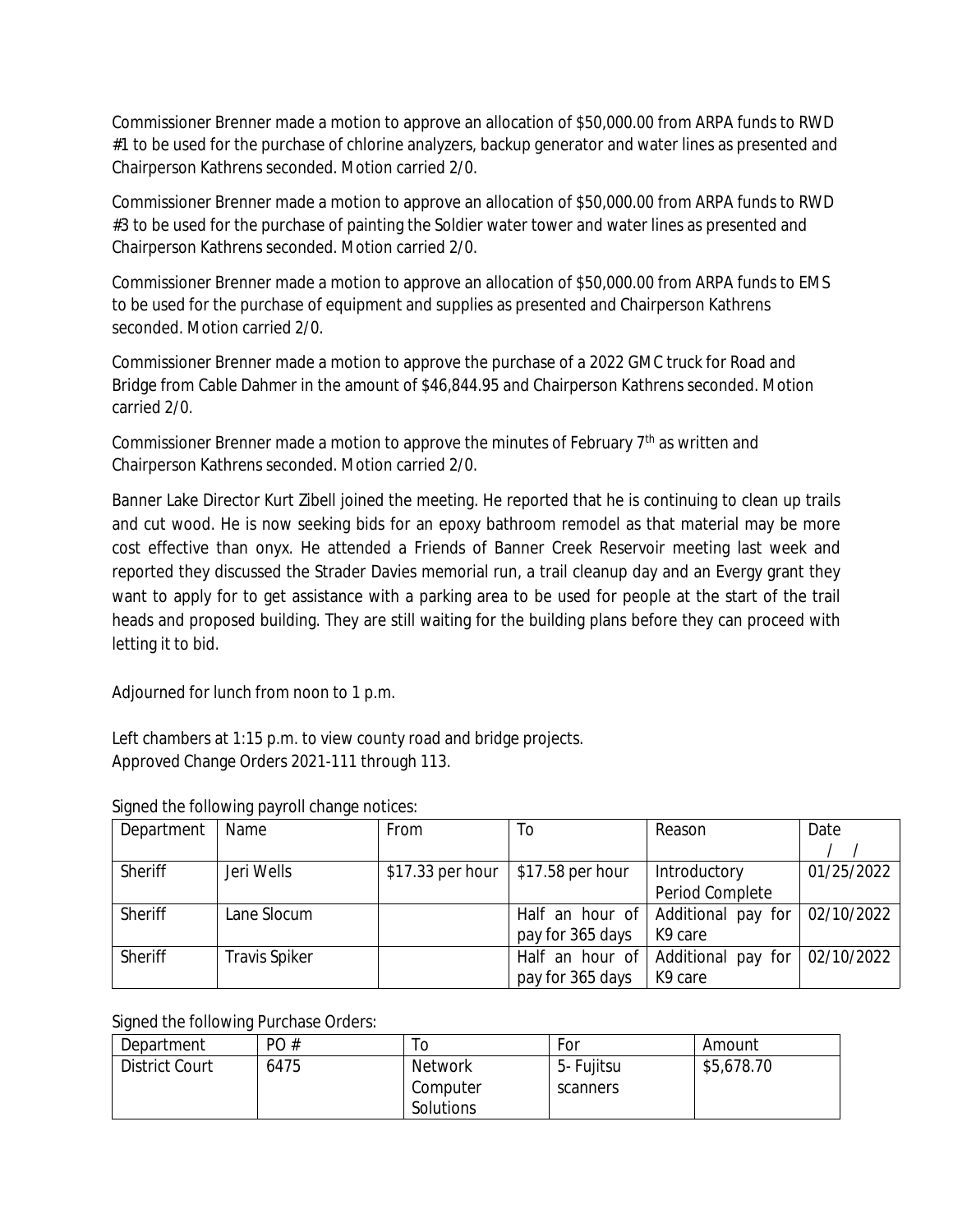Commissioner Brenner made a motion to approve an allocation of $50,000.00 from ARPA funds to RWD #1 to be used for the purchase of chlorine analyzers, backup generator and water lines as presented and Chairperson Kathrens seconded. Motion carried 2/0.

Commissioner Brenner made a motion to approve an allocation of $50,000.00 from ARPA funds to RWD #3 to be used for the purchase of painting the Soldier water tower and water lines as presented and Chairperson Kathrens seconded. Motion carried 2/0.

Commissioner Brenner made a motion to approve an allocation of $50,000.00 from ARPA funds to EMS to be used for the purchase of equipment and supplies as presented and Chairperson Kathrens seconded. Motion carried 2/0.

Commissioner Brenner made a motion to approve the purchase of a 2022 GMC truck for Road and Bridge from Cable Dahmer in the amount of $46,844.95 and Chairperson Kathrens seconded. Motion carried 2/0.

Commissioner Brenner made a motion to approve the minutes of February 7th as written and Chairperson Kathrens seconded. Motion carried 2/0.

Banner Lake Director Kurt Zibell joined the meeting. He reported that he is continuing to clean up trails and cut wood. He is now seeking bids for an epoxy bathroom remodel as that material may be more cost effective than onyx. He attended a Friends of Banner Creek Reservoir meeting last week and reported they discussed the Strader Davies memorial run, a trail cleanup day and an Evergy grant they want to apply for to get assistance with a parking area to be used for people at the start of the trail heads and proposed building. They are still waiting for the building plans before they can proceed with letting it to bid.

Adjourned for lunch from noon to 1 p.m.

Left chambers at 1:15 p.m. to view county road and bridge projects.
Approved Change Orders 2021-111 through 113.

Signed the following payroll change notices:

| Department | Name | From | To | Reason | Date / / |
|---|---|---|---|---|---|
| Sheriff | Jeri Wells | $17.33 per hour | $17.58 per hour | Introductory Period Complete | 01/25/2022 |
| Sheriff | Lane Slocum | | Half an hour of pay for 365 days | Additional pay for K9 care | 02/10/2022 |
| Sheriff | Travis Spiker | | Half an hour of pay for 365 days | Additional pay for K9 care | 02/10/2022 |

Signed the following Purchase Orders:

| Department | PO # | To | For | Amount |
|---|---|---|---|---|
| District Court | 6475 | Network Computer Solutions | 5- Fujitsu scanners | $5,678.70 |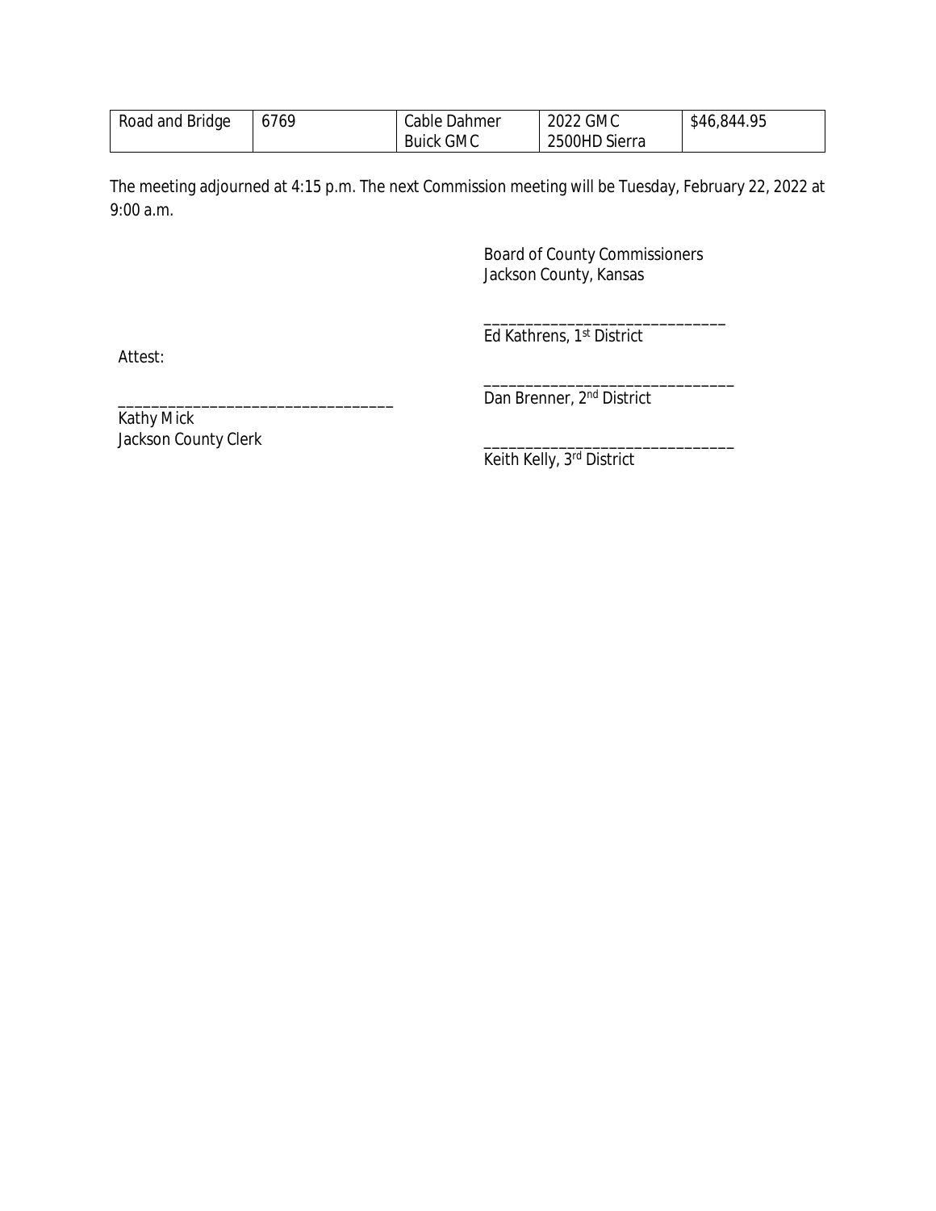| | | | | |
|---|---|---|---|---|
| Road and Bridge | 6769 | Cable Dahmer Buick GMC | 2022 GMC 2500HD Sierra | $46,844.95 |

The meeting adjourned at 4:15 p.m. The next Commission meeting will be Tuesday, February 22, 2022 at 9:00 a.m.

Board of County Commissioners
Jackson County, Kansas

______________________________
Ed Kathrens, 1st District

Attest:

______________________________
Dan Brenner, 2nd District

_________________________________
Kathy Mick
Jackson County Clerk

______________________________
Keith Kelly, 3rd District